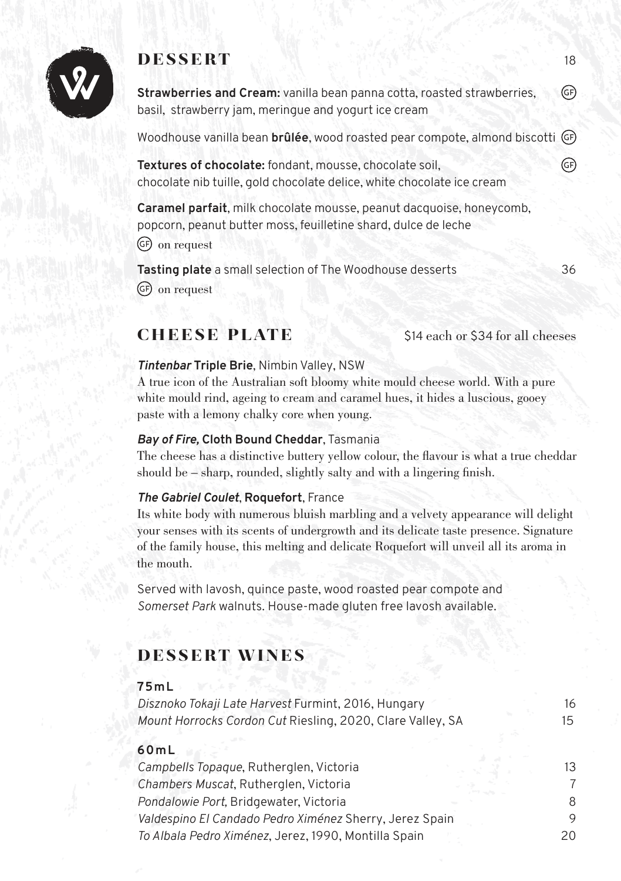## DESSERT

18

**Strawberries and Cream:** vanilla bean panna cotta, roasted strawberries, basil, strawberry jam, meringue and yogurt ice cream (GF)

Woodhouse vanilla bean **brûlée**, wood roasted pear compote, almond biscotti (GF)

**Textures of chocolate:** fondant, mousse, chocolate soil, chocolate nib tuille, gold chocolate delice, white chocolate ice cream (GF)

**Caramel parfait**, milk chocolate mousse, peanut dacquoise, honeycomb, popcorn, peanut butter moss, feuilletine shard, dulce de leche
(GF) on request

**Tasting plate** a small selection of The Woodhouse desserts — 36
(GF) on request

## CHEESE PLATE

$14 each or $34 for all cheeses

***Tintenbar* Triple Brie**, Nimbin Valley, NSW
A true icon of the Australian soft bloomy white mould cheese world. With a pure white mould rind, ageing to cream and caramel hues, it hides a luscious, gooey paste with a lemony chalky core when young.

***Bay of Fire,* Cloth Bound Cheddar**, Tasmania
The cheese has a distinctive buttery yellow colour, the flavour is what a true cheddar should be – sharp, rounded, slightly salty and with a lingering finish.

***The Gabriel Coulet*, Roquefort**, France
Its white body with numerous bluish marbling and a velvety appearance will delight your senses with its scents of undergrowth and its delicate taste presence. Signature of the family house, this melting and delicate Roquefort will unveil all its aroma in the mouth.

Served with lavosh, quince paste, wood roasted pear compote and *Somerset Park* walnuts. House-made gluten free lavosh available.

## DESSERT WINES

**75mL**

| | |
|---|---|
| *Disznoko Tokaji Late Harvest* Furmint, 2016, Hungary | 16 |
| *Mount Horrocks Cordon Cut* Riesling, 2020, Clare Valley, SA | 15 |

**60mL**

| | |
|---|---|
| *Campbells Topaque*, Rutherglen, Victoria | 13 |
| *Chambers Muscat*, Rutherglen, Victoria | 7 |
| *Pondalowie Port,* Bridgewater, Victoria | 8 |
| *Valdespino El Candado Pedro Ximénez* Sherry, Jerez Spain | 9 |
| *To Albala Pedro Ximénez*, Jerez, 1990, Montilla Spain | 20 |